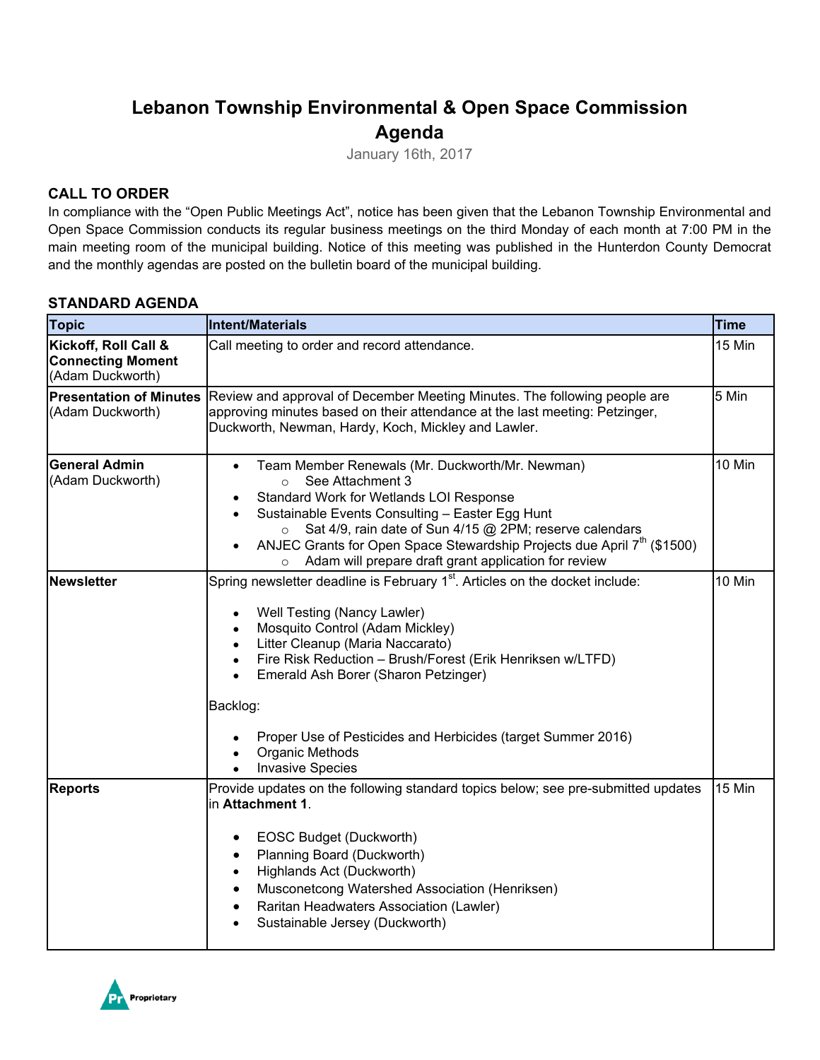# Lebanon Township Environmental & Open Space Commission Agenda

January 16th, 2017

## CALL TO ORDER

In compliance with the “Open Public Meetings Act”, notice has been given that the Lebanon Township Environmental and Open Space Commission conducts its regular business meetings on the third Monday of each month at 7:00 PM in the main meeting room of the municipal building. Notice of this meeting was published in the Hunterdon County Democrat and the monthly agendas are posted on the bulletin board of the municipal building.

## STANDARD AGENDA

| Topic | Intent/Materials | Time |
|---|---|---|
| **Kickoff, Roll Call & Connecting Moment** (Adam Duckworth) | Call meeting to order and record attendance. | 15 Min |
| **Presentation of Minutes** (Adam Duckworth) | Review and approval of December Meeting Minutes. The following people are approving minutes based on their attendance at the last meeting: Petzinger, Duckworth, Newman, Hardy, Koch, Mickley and Lawler. | 5 Min |
| **General Admin** (Adam Duckworth) | • Team Member Renewals (Mr. Duckworth/Mr. Newman)<br>  ○ See Attachment 3<br>• Standard Work for Wetlands LOI Response<br>• Sustainable Events Consulting – Easter Egg Hunt<br>  ○ Sat 4/9, rain date of Sun 4/15 @ 2PM; reserve calendars<br>• ANJEC Grants for Open Space Stewardship Projects due April 7th ($1500)<br>  ○ Adam will prepare draft grant application for review | 10 Min |
| **Newsletter** | Spring newsletter deadline is February 1st. Articles on the docket include:<br>• Well Testing (Nancy Lawler)<br>• Mosquito Control (Adam Mickley)<br>• Litter Cleanup (Maria Naccarato)<br>• Fire Risk Reduction – Brush/Forest (Erik Henriksen w/LTFD)<br>• Emerald Ash Borer (Sharon Petzinger)<br><br>Backlog:<br>• Proper Use of Pesticides and Herbicides (target Summer 2016)<br>• Organic Methods<br>• Invasive Species | 10 Min |
| **Reports** | Provide updates on the following standard topics below; see pre-submitted updates in **Attachment 1**.<br>• EOSC Budget (Duckworth)<br>• Planning Board (Duckworth)<br>• Highlands Act (Duckworth)<br>• Musconetcong Watershed Association (Henriksen)<br>• Raritan Headwaters Association (Lawler)<br>• Sustainable Jersey (Duckworth) | 15 Min |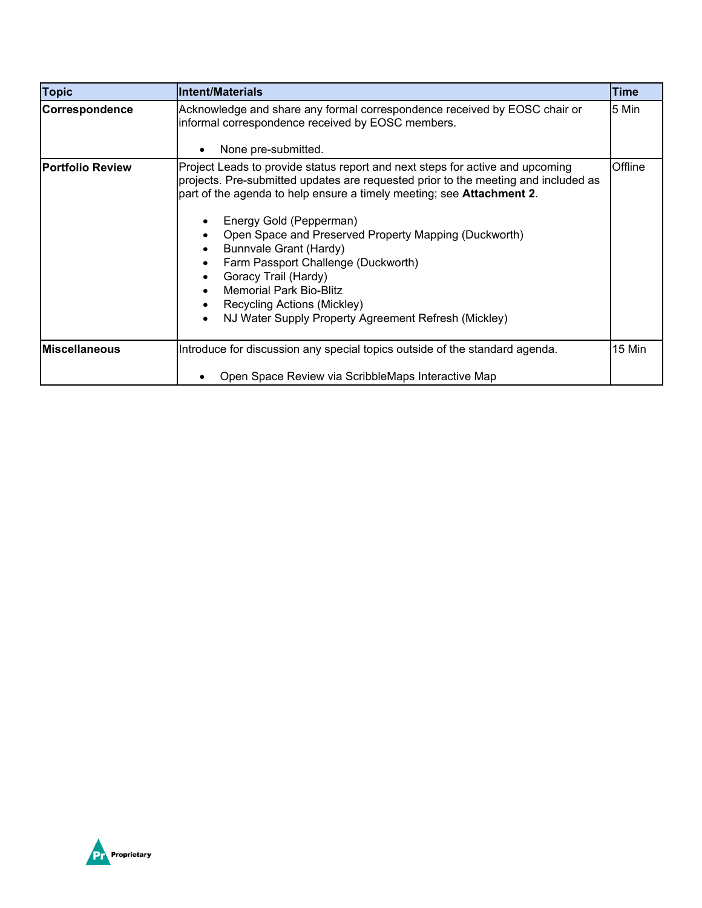| Topic | Intent/Materials | Time |
|---|---|---|
| **Correspondence** | Acknowledge and share any formal correspondence received by EOSC chair or informal correspondence received by EOSC members.<br><br>• None pre-submitted. | 5 Min |
| **Portfolio Review** | Project Leads to provide status report and next steps for active and upcoming projects. Pre-submitted updates are requested prior to the meeting and included as part of the agenda to help ensure a timely meeting; see **Attachment 2**.<br><br>• Energy Gold (Pepperman)<br>• Open Space and Preserved Property Mapping (Duckworth)<br>• Bunnvale Grant (Hardy)<br>• Farm Passport Challenge (Duckworth)<br>• Goracy Trail (Hardy)<br>• Memorial Park Bio-Blitz<br>• Recycling Actions (Mickley)<br>• NJ Water Supply Property Agreement Refresh (Mickley) | Offline |
| **Miscellaneous** | Introduce for discussion any special topics outside of the standard agenda.<br><br>• Open Space Review via ScribbleMaps Interactive Map | 15 Min |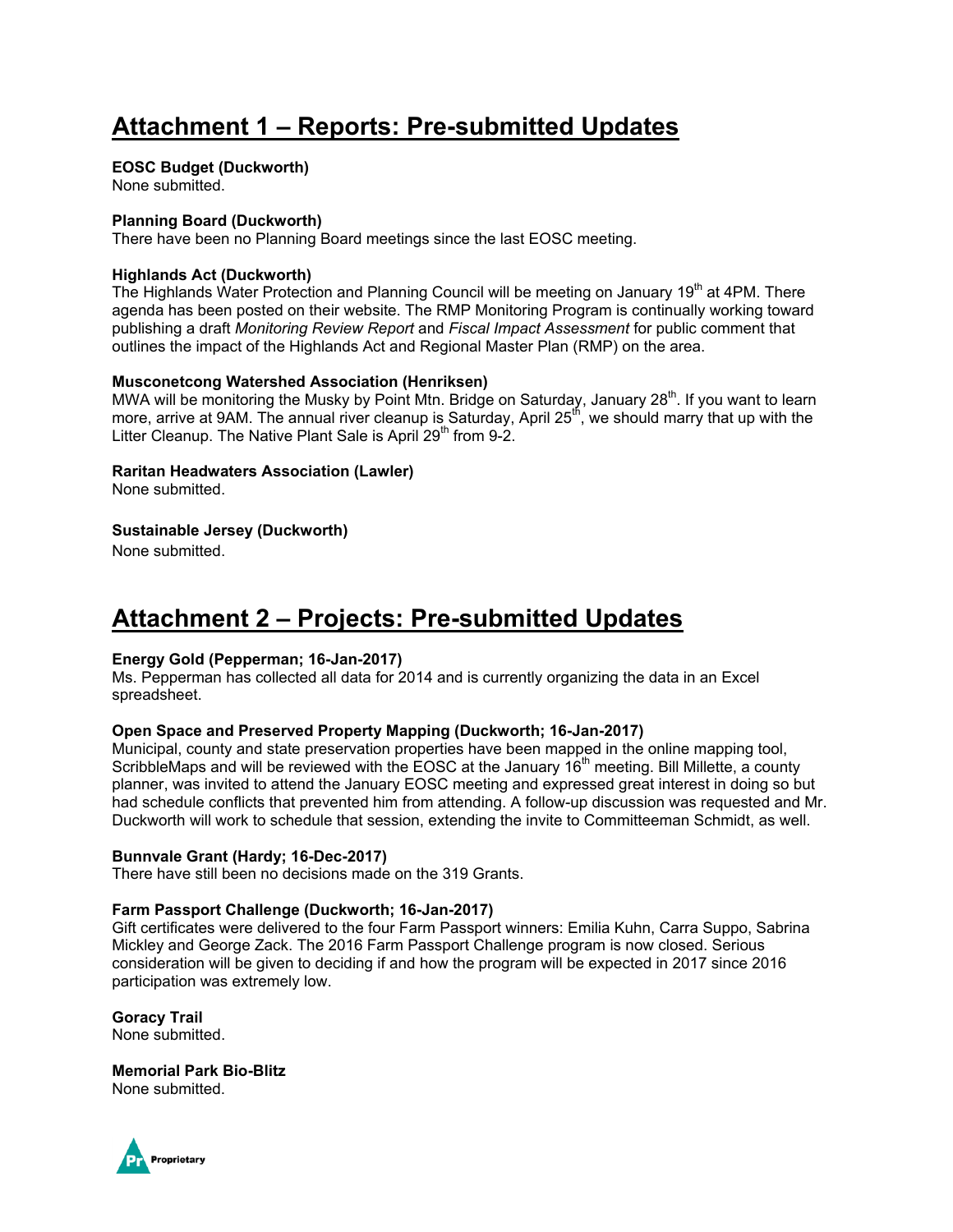# Attachment 1 – Reports: Pre-submitted Updates

**EOSC Budget (Duckworth)**
None submitted.

**Planning Board (Duckworth)**
There have been no Planning Board meetings since the last EOSC meeting.

**Highlands Act (Duckworth)**
The Highlands Water Protection and Planning Council will be meeting on January 19th at 4PM. There agenda has been posted on their website. The RMP Monitoring Program is continually working toward publishing a draft *Monitoring Review Report* and *Fiscal Impact Assessment* for public comment that outlines the impact of the Highlands Act and Regional Master Plan (RMP) on the area.

**Musconetcong Watershed Association (Henriksen)**
MWA will be monitoring the Musky by Point Mtn. Bridge on Saturday, January 28th. If you want to learn more, arrive at 9AM. The annual river cleanup is Saturday, April 25th, we should marry that up with the Litter Cleanup. The Native Plant Sale is April 29th from 9-2.

**Raritan Headwaters Association (Lawler)**
None submitted.

**Sustainable Jersey (Duckworth)**
None submitted.

# Attachment 2 – Projects: Pre-submitted Updates

**Energy Gold (Pepperman; 16-Jan-2017)**
Ms. Pepperman has collected all data for 2014 and is currently organizing the data in an Excel spreadsheet.

**Open Space and Preserved Property Mapping (Duckworth; 16-Jan-2017)**
Municipal, county and state preservation properties have been mapped in the online mapping tool, ScribbleMaps and will be reviewed with the EOSC at the January 16th meeting. Bill Millette, a county planner, was invited to attend the January EOSC meeting and expressed great interest in doing so but had schedule conflicts that prevented him from attending. A follow-up discussion was requested and Mr. Duckworth will work to schedule that session, extending the invite to Committeeman Schmidt, as well.

**Bunnvale Grant (Hardy; 16-Dec-2017)**
There have still been no decisions made on the 319 Grants.

**Farm Passport Challenge (Duckworth; 16-Jan-2017)**
Gift certificates were delivered to the four Farm Passport winners: Emilia Kuhn, Carra Suppo, Sabrina Mickley and George Zack. The 2016 Farm Passport Challenge program is now closed. Serious consideration will be given to deciding if and how the program will be expected in 2017 since 2016 participation was extremely low.

**Goracy Trail**
None submitted.

**Memorial Park Bio-Blitz**
None submitted.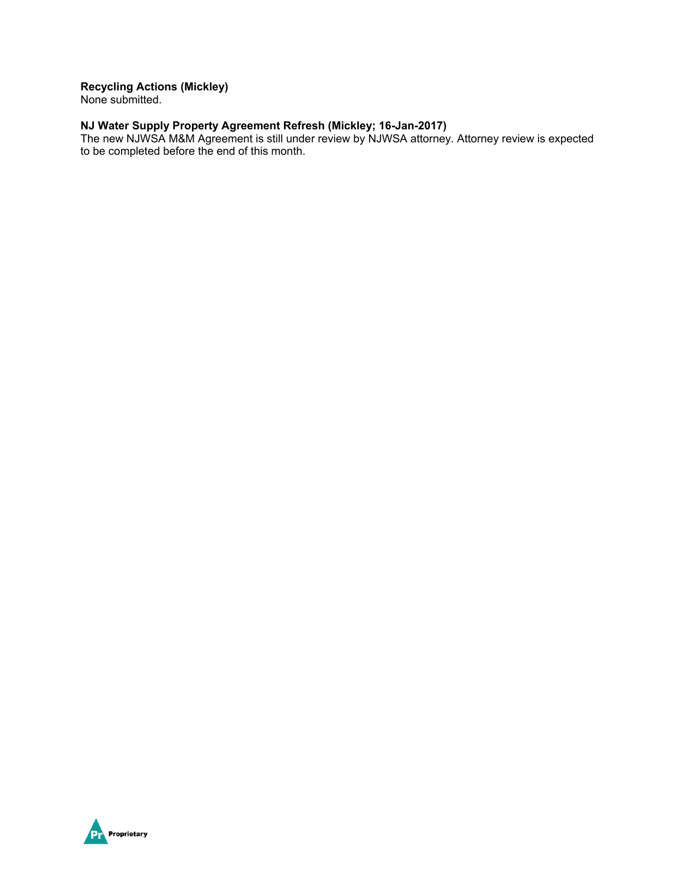**Recycling Actions (Mickley)**
None submitted.

**NJ Water Supply Property Agreement Refresh (Mickley; 16-Jan-2017)**
The new NJWSA M&M Agreement is still under review by NJWSA attorney. Attorney review is expected to be completed before the end of this month.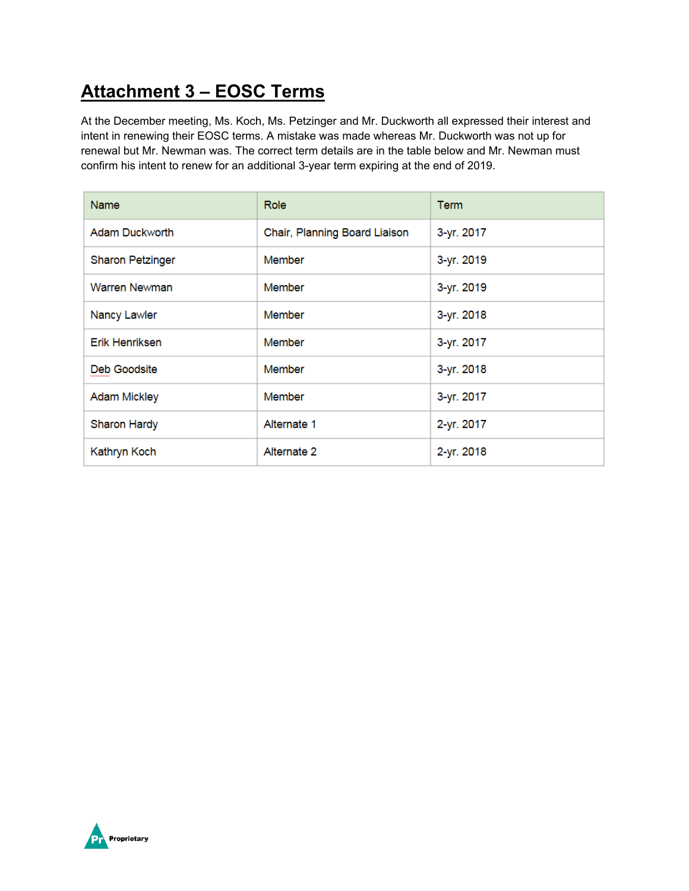# Attachment 3 – EOSC Terms

At the December meeting, Ms. Koch, Ms. Petzinger and Mr. Duckworth all expressed their interest and intent in renewing their EOSC terms. A mistake was made whereas Mr. Duckworth was not up for renewal but Mr. Newman was. The correct term details are in the table below and Mr. Newman must confirm his intent to renew for an additional 3-year term expiring at the end of 2019.

| Name | Role | Term |
|---|---|---|
| Adam Duckworth | Chair, Planning Board Liaison | 3-yr. 2017 |
| Sharon Petzinger | Member | 3-yr. 2019 |
| Warren Newman | Member | 3-yr. 2019 |
| Nancy Lawler | Member | 3-yr. 2018 |
| Erik Henriksen | Member | 3-yr. 2017 |
| Deb Goodsite | Member | 3-yr. 2018 |
| Adam Mickley | Member | 3-yr. 2017 |
| Sharon Hardy | Alternate 1 | 2-yr. 2017 |
| Kathryn Koch | Alternate 2 | 2-yr. 2018 |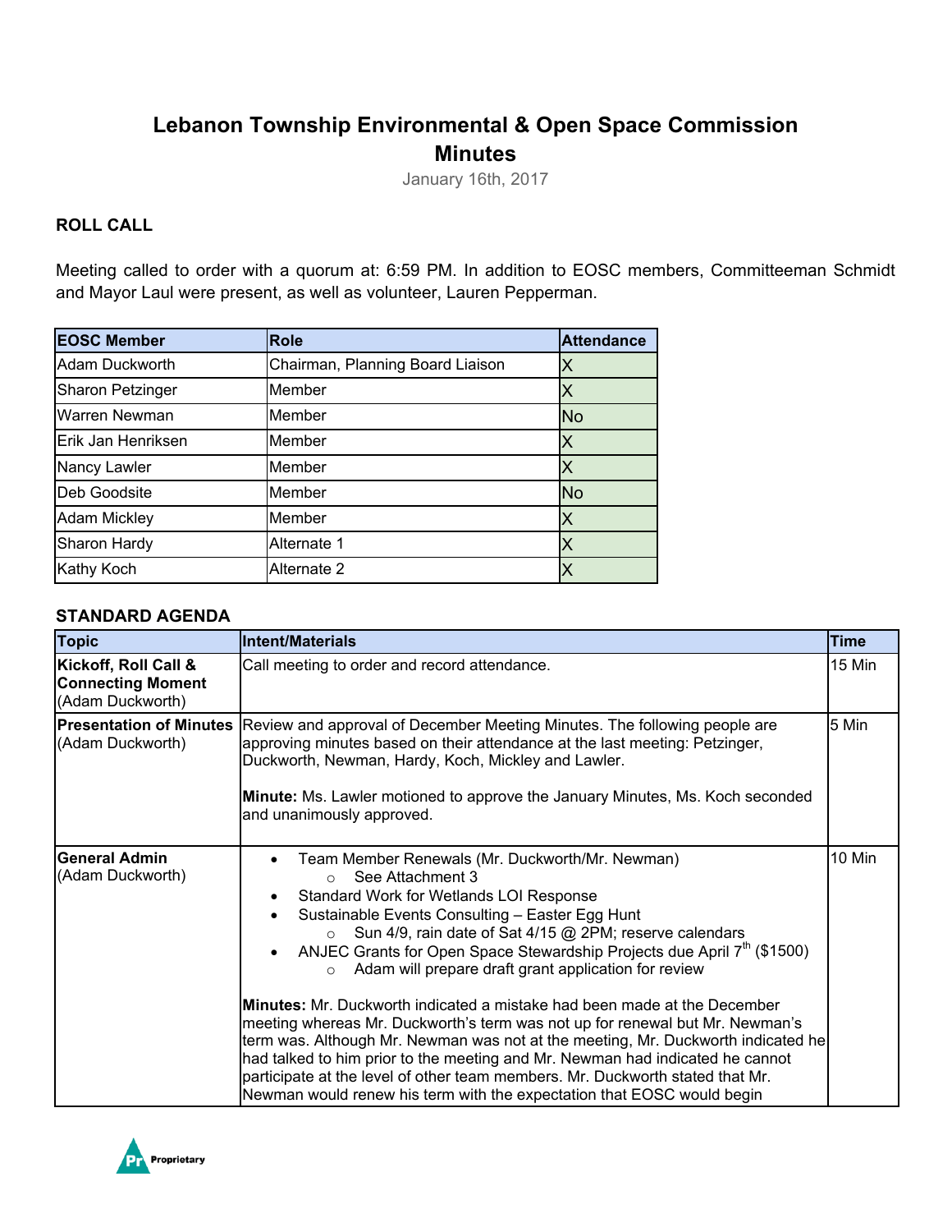# Lebanon Township Environmental & Open Space Commission Minutes

January 16th, 2017

### ROLL CALL

Meeting called to order with a quorum at: 6:59 PM. In addition to EOSC members, Committeeman Schmidt and Mayor Laul were present, as well as volunteer, Lauren Pepperman.

| EOSC Member | Role | Attendance |
|---|---|---|
| Adam Duckworth | Chairman, Planning Board Liaison | X |
| Sharon Petzinger | Member | X |
| Warren Newman | Member | No |
| Erik Jan Henriksen | Member | X |
| Nancy Lawler | Member | X |
| Deb Goodsite | Member | No |
| Adam Mickley | Member | X |
| Sharon Hardy | Alternate 1 | X |
| Kathy Koch | Alternate 2 | X |

### STANDARD AGENDA

| Topic | Intent/Materials | Time |
|---|---|---|
| **Kickoff, Roll Call & Connecting Moment** (Adam Duckworth) | Call meeting to order and record attendance. | 15 Min |
| **Presentation of Minutes** (Adam Duckworth) | Review and approval of December Meeting Minutes. The following people are approving minutes based on their attendance at the last meeting: Petzinger, Duckworth, Newman, Hardy, Koch, Mickley and Lawler.<br><br>**Minute:** Ms. Lawler motioned to approve the January Minutes, Ms. Koch seconded and unanimously approved. | 5 Min |
| **General Admin** (Adam Duckworth) | • Team Member Renewals (Mr. Duckworth/Mr. Newman)<br>&nbsp;&nbsp;&nbsp;&nbsp;○ See Attachment 3<br>• Standard Work for Wetlands LOI Response<br>• Sustainable Events Consulting – Easter Egg Hunt<br>&nbsp;&nbsp;&nbsp;&nbsp;○ Sun 4/9, rain date of Sat 4/15 @ 2PM; reserve calendars<br>• ANJEC Grants for Open Space Stewardship Projects due April 7th ($1500)<br>&nbsp;&nbsp;&nbsp;&nbsp;○ Adam will prepare draft grant application for review<br><br>**Minutes:** Mr. Duckworth indicated a mistake had been made at the December meeting whereas Mr. Duckworth's term was not up for renewal but Mr. Newman's term was. Although Mr. Newman was not at the meeting, Mr. Duckworth indicated he had talked to him prior to the meeting and Mr. Newman had indicated he cannot participate at the level of other team members. Mr. Duckworth stated that Mr. Newman would renew his term with the expectation that EOSC would begin | 10 Min |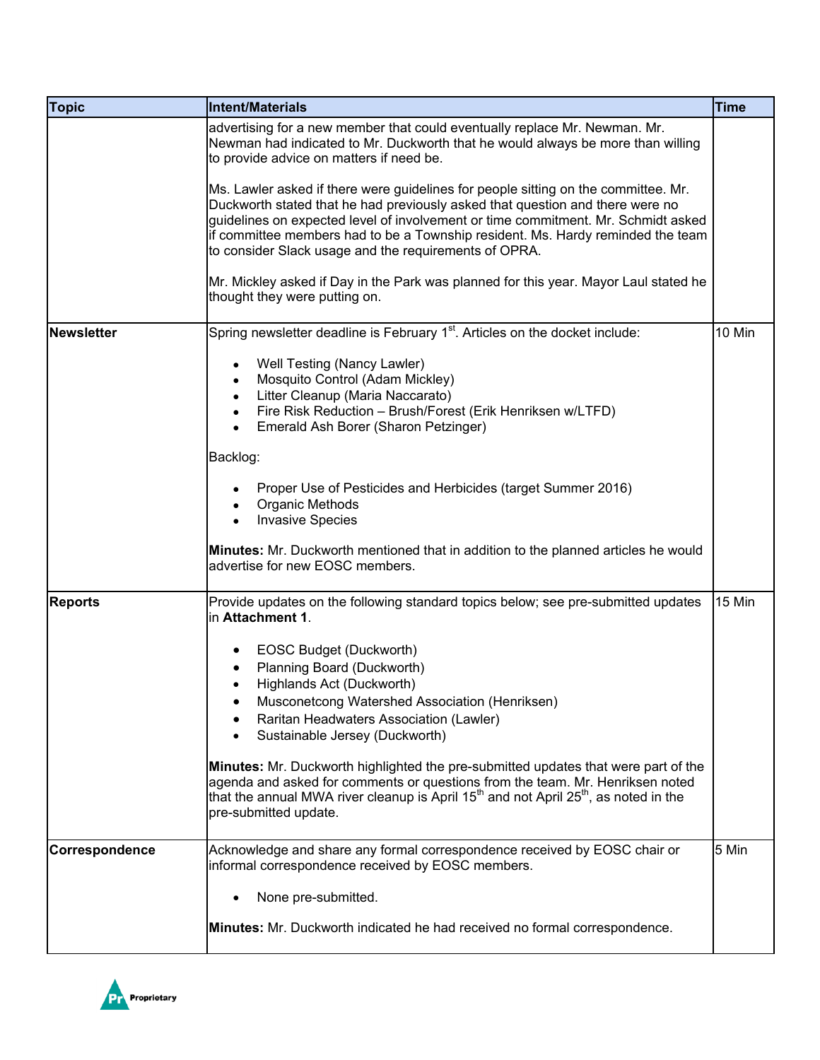| Topic | Intent/Materials | Time |
|---|---|---|
| | advertising for a new member that could eventually replace Mr. Newman. Mr. Newman had indicated to Mr. Duckworth that he would always be more than willing to provide advice on matters if need be.<br><br>Ms. Lawler asked if there were guidelines for people sitting on the committee. Mr. Duckworth stated that he had previously asked that question and there were no guidelines on expected level of involvement or time commitment. Mr. Schmidt asked if committee members had to be a Township resident. Ms. Hardy reminded the team to consider Slack usage and the requirements of OPRA.<br><br>Mr. Mickley asked if Day in the Park was planned for this year. Mayor Laul stated he thought they were putting on. | |
| **Newsletter** | Spring newsletter deadline is February 1st. Articles on the docket include:<br><br>• Well Testing (Nancy Lawler)<br>• Mosquito Control (Adam Mickley)<br>• Litter Cleanup (Maria Naccarato)<br>• Fire Risk Reduction – Brush/Forest (Erik Henriksen w/LTFD)<br>• Emerald Ash Borer (Sharon Petzinger)<br><br>Backlog:<br><br>• Proper Use of Pesticides and Herbicides (target Summer 2016)<br>• Organic Methods<br>• Invasive Species<br><br>**Minutes:** Mr. Duckworth mentioned that in addition to the planned articles he would advertise for new EOSC members. | 10 Min |
| **Reports** | Provide updates on the following standard topics below; see pre-submitted updates in **Attachment 1**.<br><br>• EOSC Budget (Duckworth)<br>• Planning Board (Duckworth)<br>• Highlands Act (Duckworth)<br>• Musconetcong Watershed Association (Henriksen)<br>• Raritan Headwaters Association (Lawler)<br>• Sustainable Jersey (Duckworth)<br><br>**Minutes:** Mr. Duckworth highlighted the pre-submitted updates that were part of the agenda and asked for comments or questions from the team. Mr. Henriksen noted that the annual MWA river cleanup is April 15th and not April 25th, as noted in the pre-submitted update. | 15 Min |
| **Correspondence** | Acknowledge and share any formal correspondence received by EOSC chair or informal correspondence received by EOSC members.<br><br>• None pre-submitted.<br><br>**Minutes:** Mr. Duckworth indicated he had received no formal correspondence. | 5 Min |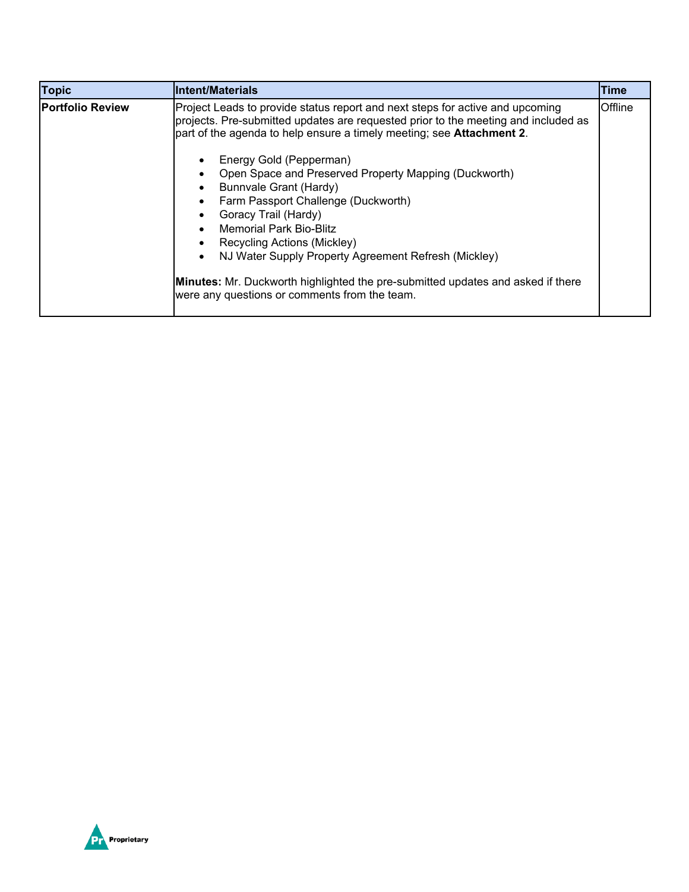| Topic | Intent/Materials | Time |
| --- | --- | --- |
| **Portfolio Review** | Project Leads to provide status report and next steps for active and upcoming projects. Pre-submitted updates are requested prior to the meeting and included as part of the agenda to help ensure a timely meeting; see **Attachment 2**.<br><br>• Energy Gold (Pepperman)<br>• Open Space and Preserved Property Mapping (Duckworth)<br>• Bunnvale Grant (Hardy)<br>• Farm Passport Challenge (Duckworth)<br>• Goracy Trail (Hardy)<br>• Memorial Park Bio-Blitz<br>• Recycling Actions (Mickley)<br>• NJ Water Supply Property Agreement Refresh (Mickley)<br><br>**Minutes:** Mr. Duckworth highlighted the pre-submitted updates and asked if there were any questions or comments from the team. | Offline |

Proprietary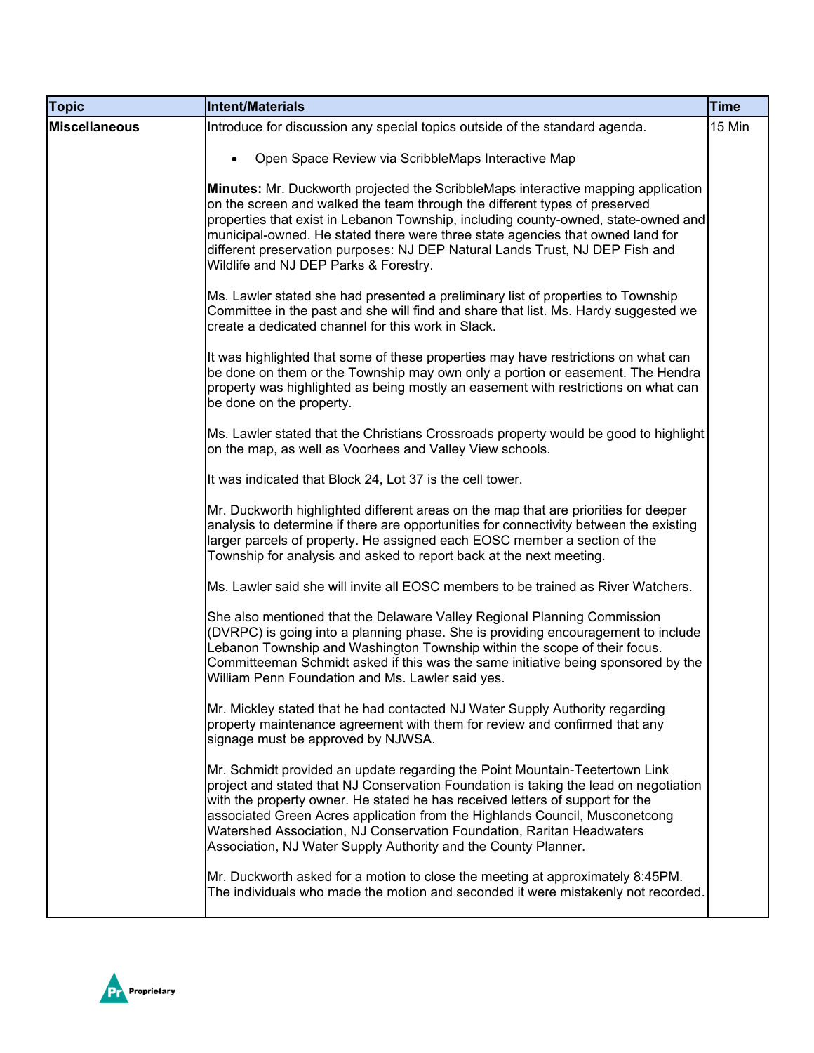| Topic | Intent/Materials | Time |
|---|---|---|
| **Miscellaneous** | Introduce for discussion any special topics outside of the standard agenda.<br><br>• Open Space Review via ScribbleMaps Interactive Map<br><br>**Minutes:** Mr. Duckworth projected the ScribbleMaps interactive mapping application on the screen and walked the team through the different types of preserved properties that exist in Lebanon Township, including county-owned, state-owned and municipal-owned. He stated there were three state agencies that owned land for different preservation purposes: NJ DEP Natural Lands Trust, NJ DEP Fish and Wildlife and NJ DEP Parks & Forestry.<br><br>Ms. Lawler stated she had presented a preliminary list of properties to Township Committee in the past and she will find and share that list. Ms. Hardy suggested we create a dedicated channel for this work in Slack.<br><br>It was highlighted that some of these properties may have restrictions on what can be done on them or the Township may own only a portion or easement. The Hendra property was highlighted as being mostly an easement with restrictions on what can be done on the property.<br><br>Ms. Lawler stated that the Christians Crossroads property would be good to highlight on the map, as well as Voorhees and Valley View schools.<br><br>It was indicated that Block 24, Lot 37 is the cell tower.<br><br>Mr. Duckworth highlighted different areas on the map that are priorities for deeper analysis to determine if there are opportunities for connectivity between the existing larger parcels of property. He assigned each EOSC member a section of the Township for analysis and asked to report back at the next meeting.<br><br>Ms. Lawler said she will invite all EOSC members to be trained as River Watchers.<br><br>She also mentioned that the Delaware Valley Regional Planning Commission (DVRPC) is going into a planning phase. She is providing encouragement to include Lebanon Township and Washington Township within the scope of their focus. Committeeman Schmidt asked if this was the same initiative being sponsored by the William Penn Foundation and Ms. Lawler said yes.<br><br>Mr. Mickley stated that he had contacted NJ Water Supply Authority regarding property maintenance agreement with them for review and confirmed that any signage must be approved by NJWSA.<br><br>Mr. Schmidt provided an update regarding the Point Mountain-Teetertown Link project and stated that NJ Conservation Foundation is taking the lead on negotiation with the property owner. He stated he has received letters of support for the associated Green Acres application from the Highlands Council, Musconetcong Watershed Association, NJ Conservation Foundation, Raritan Headwaters Association, NJ Water Supply Authority and the County Planner.<br><br>Mr. Duckworth asked for a motion to close the meeting at approximately 8:45PM. The individuals who made the motion and seconded it were mistakenly not recorded. | 15 Min |